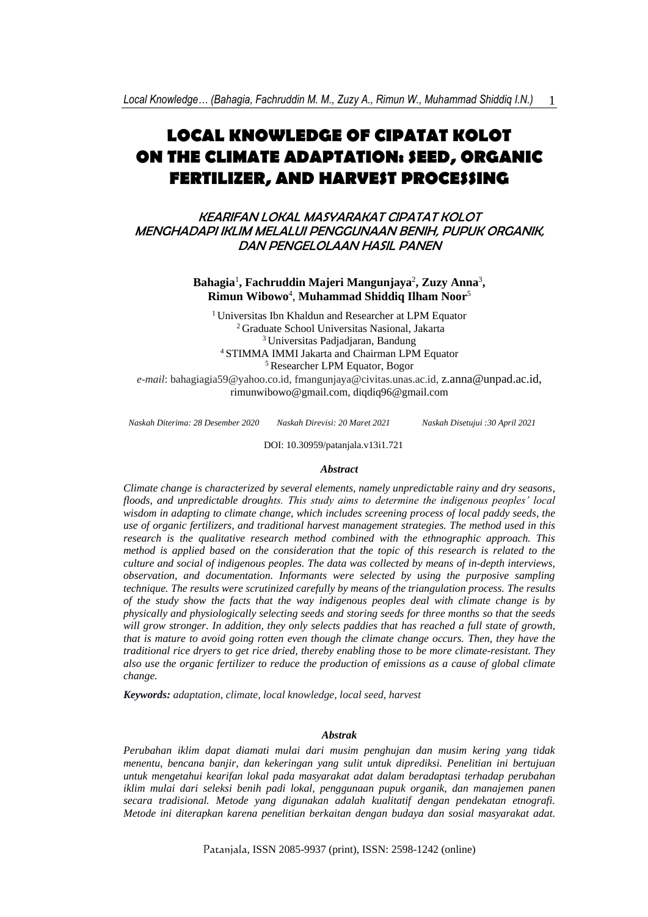# LOCAL KNOWLEDGE OF CIPATAT KOLOT ON THE CLIMATE ADAPTATION: SEED, ORGANIC FERTILIZER, AND HARVEST PROCESSING

## *KEARIFAN LOKAL MASYARAKAT CIPATAT KOLOT MENGHADAPI IKLIM MELALUI PENGGUNAAN BENIH, PUPUK ORGANIK, DAN PENGELOLAAN HASIL PANEN*

**Bahagia**[1]**, Fachruddin Majeri Mangunjaya**[2]**, Zuzy Anna**[3]**, Rimun Wibowo**[4], **Muhammad Shiddiq Ilham Noor**[5]

[1] Universitas Ibn Khaldun and Researcher at LPM Equator
[2] Graduate School Universitas Nasional, Jakarta
[3] Universitas Padjadjaran, Bandung
[4] STIMMA IMMI Jakarta and Chairman LPM Equator
[5] Researcher LPM Equator, Bogor

*e-mail*: bahagiagia59@yahoo.co.id, fmangunjaya@civitas.unas.ac.id, z.anna@unpad.ac.id, rimunwibowo@gmail.com, diqdiq96@gmail.com

*Naskah Diterima: 28 Desember 2020* *Naskah Direvisi: 20 Maret 2021* *Naskah Disetujui :30 April 2021*

DOI: 10.30959/patanjala.v13i1.721

### *Abstract*

*Climate change is characterized by several elements, namely unpredictable rainy and dry seasons, floods, and unpredictable droughts. This study aims to determine the indigenous peoples' local wisdom in adapting to climate change, which includes screening process of local paddy seeds, the use of organic fertilizers, and traditional harvest management strategies. The method used in this research is the qualitative research method combined with the ethnographic approach. This method is applied based on the consideration that the topic of this research is related to the culture and social of indigenous peoples. The data was collected by means of in-depth interviews, observation, and documentation. Informants were selected by using the purposive sampling technique. The results were scrutinized carefully by means of the triangulation process. The results of the study show the facts that the way indigenous peoples deal with climate change is by physically and physiologically selecting seeds and storing seeds for three months so that the seeds will grow stronger. In addition, they only selects paddies that has reached a full state of growth, that is mature to avoid going rotten even though the climate change occurs. Then, they have the traditional rice dryers to get rice dried, thereby enabling those to be more climate-resistant. They also use the organic fertilizer to reduce the production of emissions as a cause of global climate change.*

***Keywords:*** *adaptation, climate, local knowledge, local seed, harvest*

### *Abstrak*

*Perubahan iklim dapat diamati mulai dari musim penghujan dan musim kering yang tidak menentu, bencana banjir, dan kekeringan yang sulit untuk diprediksi. Penelitian ini bertujuan untuk mengetahui kearifan lokal pada masyarakat adat dalam beradaptasi terhadap perubahan iklim mulai dari seleksi benih padi lokal, penggunaan pupuk organik, dan manajemen panen secara tradisional. Metode yang digunakan adalah kualitatif dengan pendekatan etnografi. Metode ini diterapkan karena penelitian berkaitan dengan budaya dan sosial masyarakat adat.*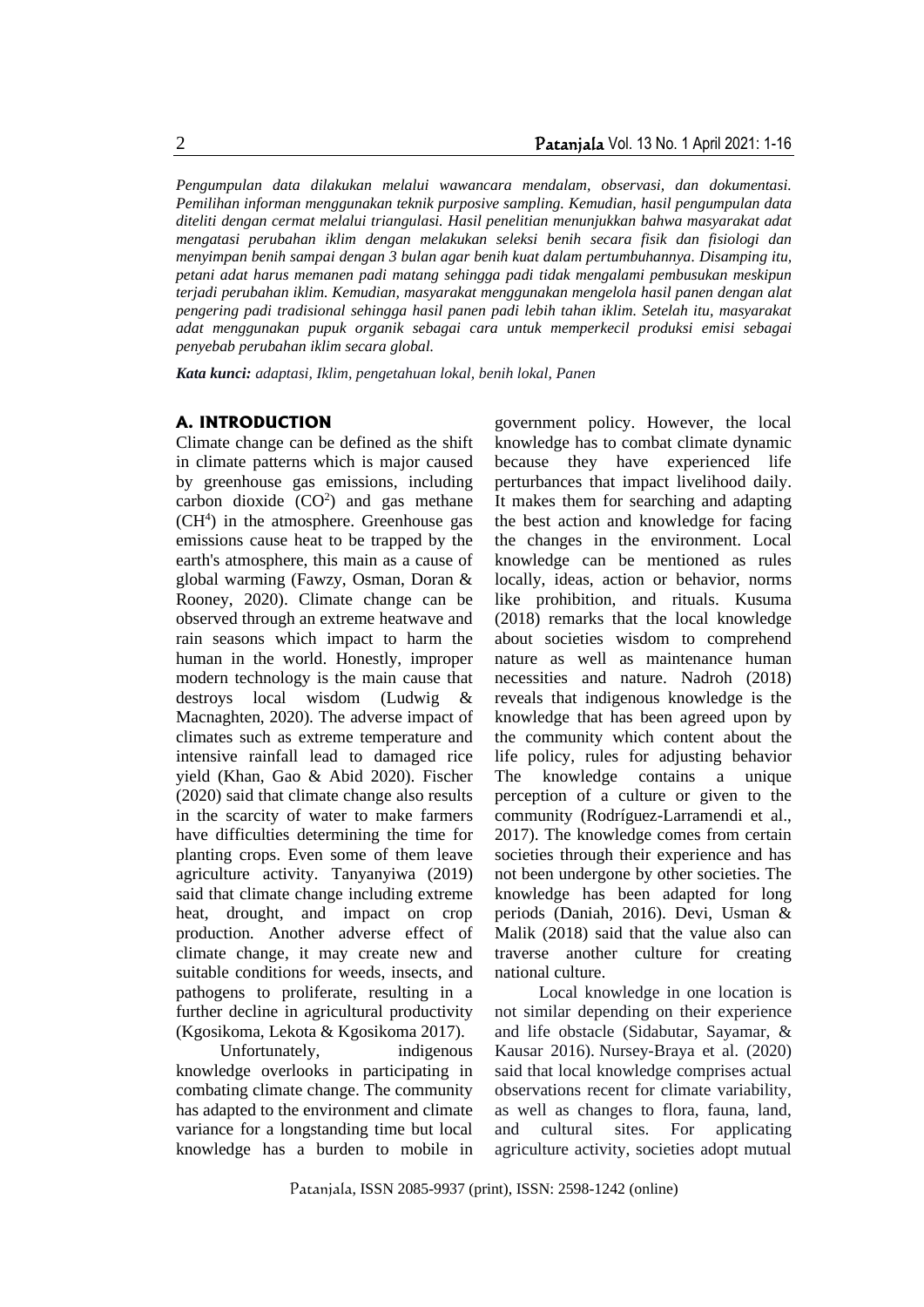*Pengumpulan data dilakukan melalui wawancara mendalam, observasi, dan dokumentasi. Pemilihan informan menggunakan teknik purposive sampling. Kemudian, hasil pengumpulan data diteliti dengan cermat melalui triangulasi. Hasil penelitian menunjukkan bahwa masyarakat adat mengatasi perubahan iklim dengan melakukan seleksi benih secara fisik dan fisiologi dan menyimpan benih sampai dengan 3 bulan agar benih kuat dalam pertumbuhannya. Disamping itu, petani adat harus memanen padi matang sehingga padi tidak mengalami pembusukan meskipun terjadi perubahan iklim. Kemudian, masyarakat menggunakan mengelola hasil panen dengan alat pengering padi tradisional sehingga hasil panen padi lebih tahan iklim. Setelah itu, masyarakat adat menggunakan pupuk organik sebagai cara untuk memperkecil produksi emisi sebagai penyebab perubahan iklim secara global.*

***Kata kunci:*** *adaptasi, Iklim, pengetahuan lokal, benih lokal, Panen*

## A. INTRODUCTION

Climate change can be defined as the shift in climate patterns which is major caused by greenhouse gas emissions, including carbon dioxide ($CO^2$) and gas methane ($CH^4$) in the atmosphere. Greenhouse gas emissions cause heat to be trapped by the earth's atmosphere, this main as a cause of global warming (Fawzy, Osman, Doran & Rooney, 2020). Climate change can be observed through an extreme heatwave and rain seasons which impact to harm the human in the world. Honestly, improper modern technology is the main cause that destroys local wisdom (Ludwig & Macnaghten, 2020). The adverse impact of climates such as extreme temperature and intensive rainfall lead to damaged rice yield (Khan, Gao & Abid 2020). Fischer (2020) said that climate change also results in the scarcity of water to make farmers have difficulties determining the time for planting crops. Even some of them leave agriculture activity. Tanyanyiwa (2019) said that climate change including extreme heat, drought, and impact on crop production. Another adverse effect of climate change, it may create new and suitable conditions for weeds, insects, and pathogens to proliferate, resulting in a further decline in agricultural productivity (Kgosikoma, Lekota & Kgosikoma 2017).

Unfortunately, indigenous knowledge overlooks in participating in combating climate change. The community has adapted to the environment and climate variance for a longstanding time but local knowledge has a burden to mobile in government policy. However, the local knowledge has to combat climate dynamic because they have experienced life perturbances that impact livelihood daily. It makes them for searching and adapting the best action and knowledge for facing the changes in the environment. Local knowledge can be mentioned as rules locally, ideas, action or behavior, norms like prohibition, and rituals. Kusuma (2018) remarks that the local knowledge about societies wisdom to comprehend nature as well as maintenance human necessities and nature. Nadroh (2018) reveals that indigenous knowledge is the knowledge that has been agreed upon by the community which content about the life policy, rules for adjusting behavior The knowledge contains a unique perception of a culture or given to the community (Rodríguez-Larramendi et al., 2017). The knowledge comes from certain societies through their experience and has not been undergone by other societies. The knowledge has been adapted for long periods (Daniah, 2016). Devi, Usman & Malik (2018) said that the value also can traverse another culture for creating national culture.

Local knowledge in one location is not similar depending on their experience and life obstacle (Sidabutar, Sayamar, & Kausar 2016). Nursey-Braya et al. (2020) said that local knowledge comprises actual observations recent for climate variability, as well as changes to flora, fauna, land, and cultural sites. For applicating agriculture activity, societies adopt mutual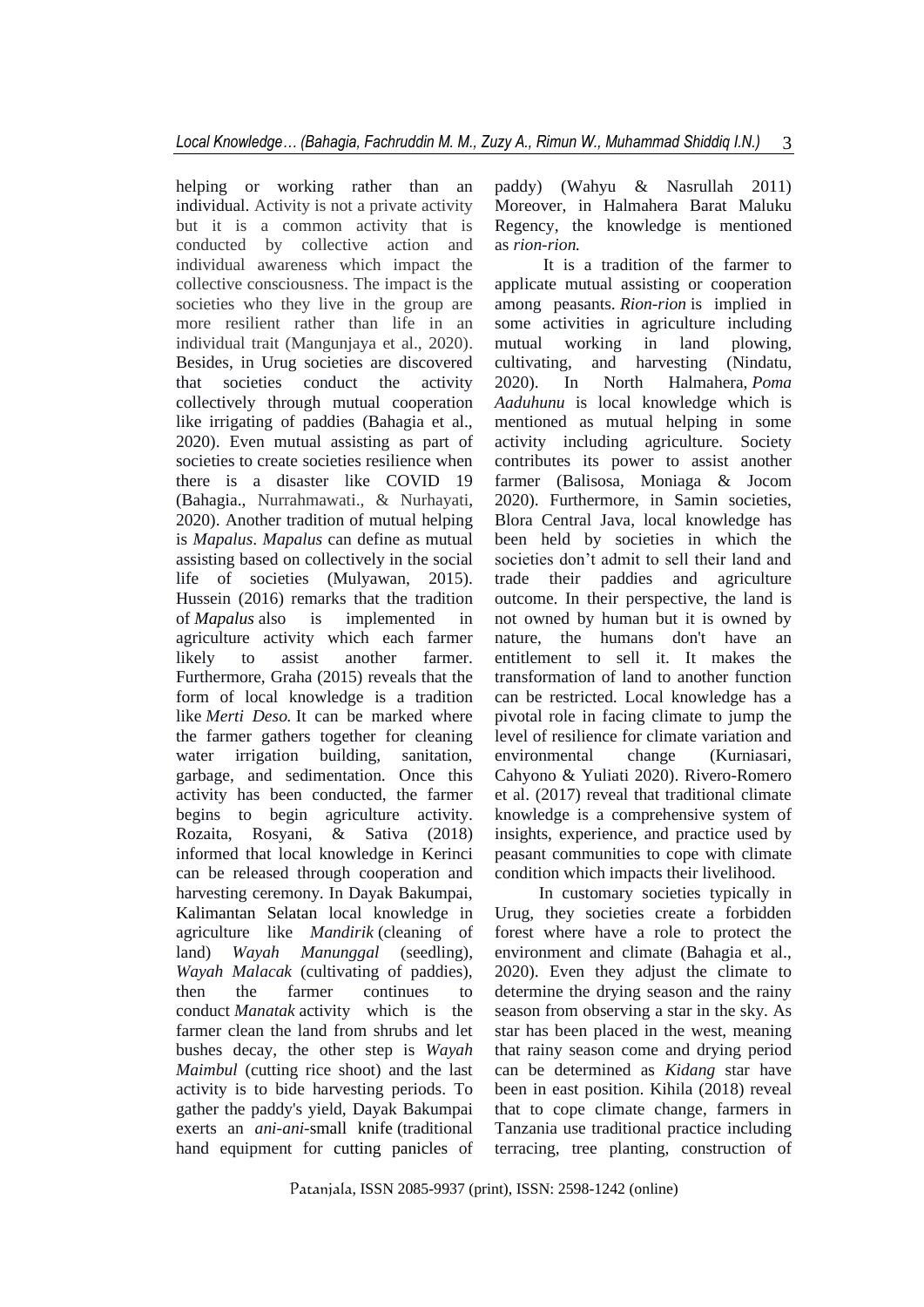helping or working rather than an individual. Activity is not a private activity but it is a common activity that is conducted by collective action and individual awareness which impact the collective consciousness. The impact is the societies who they live in the group are more resilient rather than life in an individual trait (Mangunjaya et al., 2020). Besides, in Urug societies are discovered that societies conduct the activity collectively through mutual cooperation like irrigating of paddies (Bahagia et al., 2020). Even mutual assisting as part of societies to create societies resilience when there is a disaster like COVID 19 (Bahagia., Nurrahmawati., & Nurhayati, 2020). Another tradition of mutual helping is *Mapalus*. *Mapalus* can define as mutual assisting based on collectively in the social life of societies (Mulyawan, 2015). Hussein (2016) remarks that the tradition of *Mapalus* also is implemented in agriculture activity which each farmer likely to assist another farmer. Furthermore, Graha (2015) reveals that the form of local knowledge is a tradition like *Merti Deso.* It can be marked where the farmer gathers together for cleaning water irrigation building, sanitation, garbage, and sedimentation. Once this activity has been conducted, the farmer begins to begin agriculture activity. Rozaita, Rosyani, & Sativa (2018) informed that local knowledge in Kerinci can be released through cooperation and harvesting ceremony. In Dayak Bakumpai, Kalimantan Selatan local knowledge in agriculture like *Mandirik* (cleaning of land) *Wayah Manunggal* (seedling), *Wayah Malacak* (cultivating of paddies), then the farmer continues to conduct *Manatak* activity which is the farmer clean the land from shrubs and let bushes decay, the other step is *Wayah Maimbul* (cutting rice shoot) and the last activity is to bide harvesting periods. To gather the paddy's yield, Dayak Bakumpai exerts an *ani-ani*-small knife (traditional hand equipment for cutting panicles of paddy) (Wahyu & Nasrullah 2011) Moreover, in Halmahera Barat Maluku Regency, the knowledge is mentioned as *rion-rion.*

It is a tradition of the farmer to applicate mutual assisting or cooperation among peasants. *Rion-rion* is implied in some activities in agriculture including mutual working in land plowing, cultivating, and harvesting (Nindatu, 2020). In North Halmahera, *Poma Aaduhunu* is local knowledge which is mentioned as mutual helping in some activity including agriculture. Society contributes its power to assist another farmer (Balisosa, Moniaga & Jocom 2020). Furthermore, in Samin societies, Blora Central Java, local knowledge has been held by societies in which the societies don't admit to sell their land and trade their paddies and agriculture outcome. In their perspective, the land is not owned by human but it is owned by nature, the humans don't have an entitlement to sell it. It makes the transformation of land to another function can be restricted. Local knowledge has a pivotal role in facing climate to jump the level of resilience for climate variation and environmental change (Kurniasari, Cahyono & Yuliati 2020). Rivero-Romero et al. (2017) reveal that traditional climate knowledge is a comprehensive system of insights, experience, and practice used by peasant communities to cope with climate condition which impacts their livelihood.

In customary societies typically in Urug, they societies create a forbidden forest where have a role to protect the environment and climate (Bahagia et al., 2020). Even they adjust the climate to determine the drying season and the rainy season from observing a star in the sky. As star has been placed in the west, meaning that rainy season come and drying period can be determined as *Kidang* star have been in east position. Kihila (2018) reveal that to cope climate change, farmers in Tanzania use traditional practice including terracing, tree planting, construction of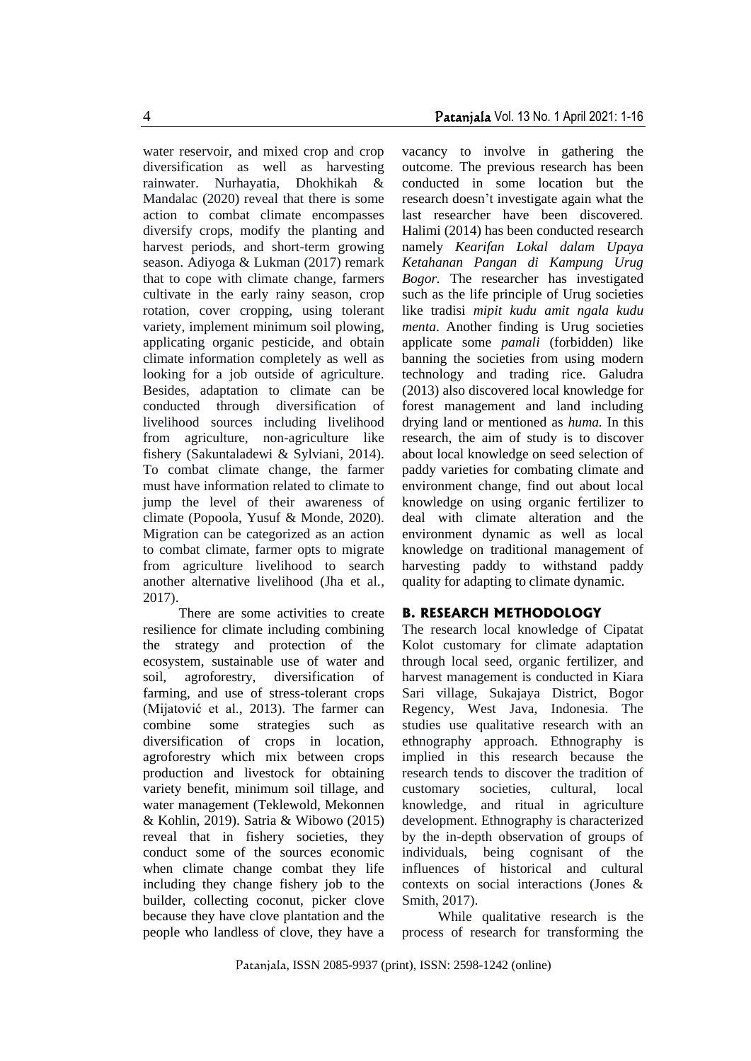water reservoir, and mixed crop and crop diversification as well as harvesting rainwater. Nurhayatia, Dhokhikah & Mandalac (2020) reveal that there is some action to combat climate encompasses diversify crops, modify the planting and harvest periods, and short-term growing season. Adiyoga & Lukman (2017) remark that to cope with climate change, farmers cultivate in the early rainy season, crop rotation, cover cropping, using tolerant variety, implement minimum soil plowing, applicating organic pesticide, and obtain climate information completely as well as looking for a job outside of agriculture. Besides, adaptation to climate can be conducted through diversification of livelihood sources including livelihood from agriculture, non-agriculture like fishery (Sakuntaladewi & Sylviani, 2014). To combat climate change, the farmer must have information related to climate to jump the level of their awareness of climate (Popoola, Yusuf & Monde, 2020). Migration can be categorized as an action to combat climate, farmer opts to migrate from agriculture livelihood to search another alternative livelihood (Jha et al., 2017).

There are some activities to create resilience for climate including combining the strategy and protection of the ecosystem, sustainable use of water and soil, agroforestry, diversification of farming, and use of stress-tolerant crops (Mijatović et al., 2013). The farmer can combine some strategies such as diversification of crops in location, agroforestry which mix between crops production and livestock for obtaining variety benefit, minimum soil tillage, and water management (Teklewold, Mekonnen & Kohlin, 2019). Satria & Wibowo (2015) reveal that in fishery societies, they conduct some of the sources economic when climate change combat they life including they change fishery job to the builder, collecting coconut, picker clove because they have clove plantation and the people who landless of clove, they have a vacancy to involve in gathering the outcome. The previous research has been conducted in some location but the research doesn't investigate again what the last researcher have been discovered. Halimi (2014) has been conducted research namely *Kearifan Lokal dalam Upaya Ketahanan Pangan di Kampung Urug Bogor.* The researcher has investigated such as the life principle of Urug societies like tradisi *mipit kudu amit ngala kudu menta*. Another finding is Urug societies applicate some *pamali* (forbidden) like banning the societies from using modern technology and trading rice. Galudra (2013) also discovered local knowledge for forest management and land including drying land or mentioned as *huma.* In this research, the aim of study is to discover about local knowledge on seed selection of paddy varieties for combating climate and environment change, find out about local knowledge on using organic fertilizer to deal with climate alteration and the environment dynamic as well as local knowledge on traditional management of harvesting paddy to withstand paddy quality for adapting to climate dynamic.

## B. RESEARCH METHODOLOGY

The research local knowledge of Cipatat Kolot customary for climate adaptation through local seed, organic fertilizer, and harvest management is conducted in Kiara Sari village, Sukajaya District, Bogor Regency, West Java, Indonesia. The studies use qualitative research with an ethnography approach. Ethnography is implied in this research because the research tends to discover the tradition of customary societies, cultural, local knowledge, and ritual in agriculture development. Ethnography is characterized by the in-depth observation of groups of individuals, being cognisant of the influences of historical and cultural contexts on social interactions (Jones & Smith, 2017).

While qualitative research is the process of research for transforming the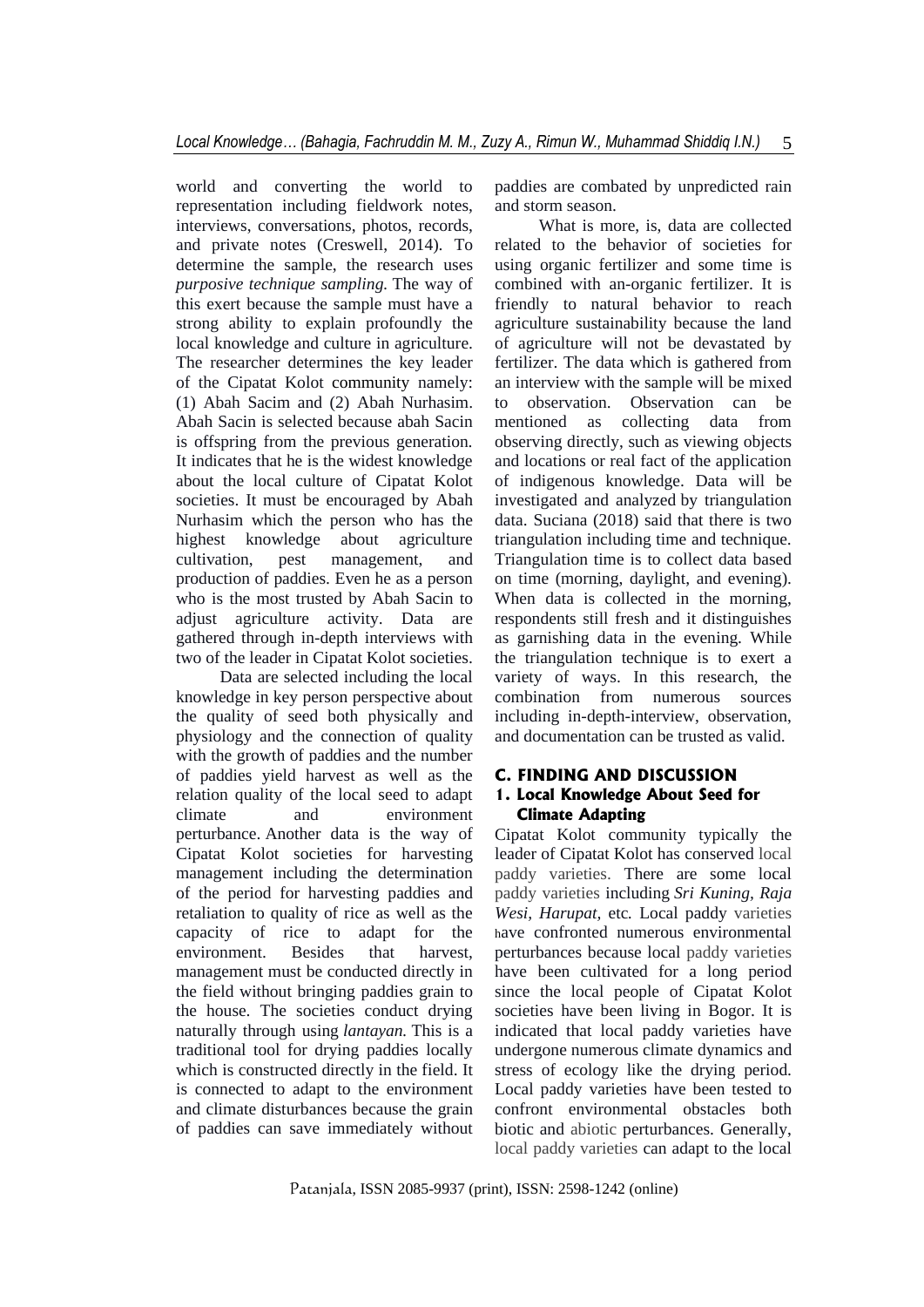world and converting the world to representation including fieldwork notes, interviews, conversations, photos, records, and private notes (Creswell, 2014). To determine the sample, the research uses *purposive technique sampling.* The way of this exert because the sample must have a strong ability to explain profoundly the local knowledge and culture in agriculture. The researcher determines the key leader of the Cipatat Kolot community namely: (1) Abah Sacim and (2) Abah Nurhasim. Abah Sacin is selected because abah Sacin is offspring from the previous generation. It indicates that he is the widest knowledge about the local culture of Cipatat Kolot societies. It must be encouraged by Abah Nurhasim which the person who has the highest knowledge about agriculture cultivation, pest management, and production of paddies. Even he as a person who is the most trusted by Abah Sacin to adjust agriculture activity. Data are gathered through in-depth interviews with two of the leader in Cipatat Kolot societies.

Data are selected including the local knowledge in key person perspective about the quality of seed both physically and physiology and the connection of quality with the growth of paddies and the number of paddies yield harvest as well as the relation quality of the local seed to adapt climate and environment perturbance. Another data is the way of Cipatat Kolot societies for harvesting management including the determination of the period for harvesting paddies and retaliation to quality of rice as well as the capacity of rice to adapt for the environment. Besides that harvest, management must be conducted directly in the field without bringing paddies grain to the house. The societies conduct drying naturally through using *lantayan.* This is a traditional tool for drying paddies locally which is constructed directly in the field. It is connected to adapt to the environment and climate disturbances because the grain of paddies can save immediately without paddies are combated by unpredicted rain and storm season.

What is more, is, data are collected related to the behavior of societies for using organic fertilizer and some time is combined with an-organic fertilizer. It is friendly to natural behavior to reach agriculture sustainability because the land of agriculture will not be devastated by fertilizer. The data which is gathered from an interview with the sample will be mixed to observation. Observation can be mentioned as collecting data from observing directly, such as viewing objects and locations or real fact of the application of indigenous knowledge. Data will be investigated and analyzed by triangulation data. Suciana (2018) said that there is two triangulation including time and technique. Triangulation time is to collect data based on time (morning, daylight, and evening). When data is collected in the morning, respondents still fresh and it distinguishes as garnishing data in the evening. While the triangulation technique is to exert a variety of ways. In this research, the combination from numerous sources including in-depth-interview, observation, and documentation can be trusted as valid.

## C. FINDING AND DISCUSSION

### 1. Local Knowledge About Seed for Climate Adapting

Cipatat Kolot community typically the leader of Cipatat Kolot has conserved local paddy varieties. There are some local paddy varieties including *Sri Kuning, Raja Wesi, Harupat,* etc. Local paddy varieties have confronted numerous environmental perturbances because local paddy varieties have been cultivated for a long period since the local people of Cipatat Kolot societies have been living in Bogor. It is indicated that local paddy varieties have undergone numerous climate dynamics and stress of ecology like the drying period. Local paddy varieties have been tested to confront environmental obstacles both biotic and abiotic perturbances. Generally, local paddy varieties can adapt to the local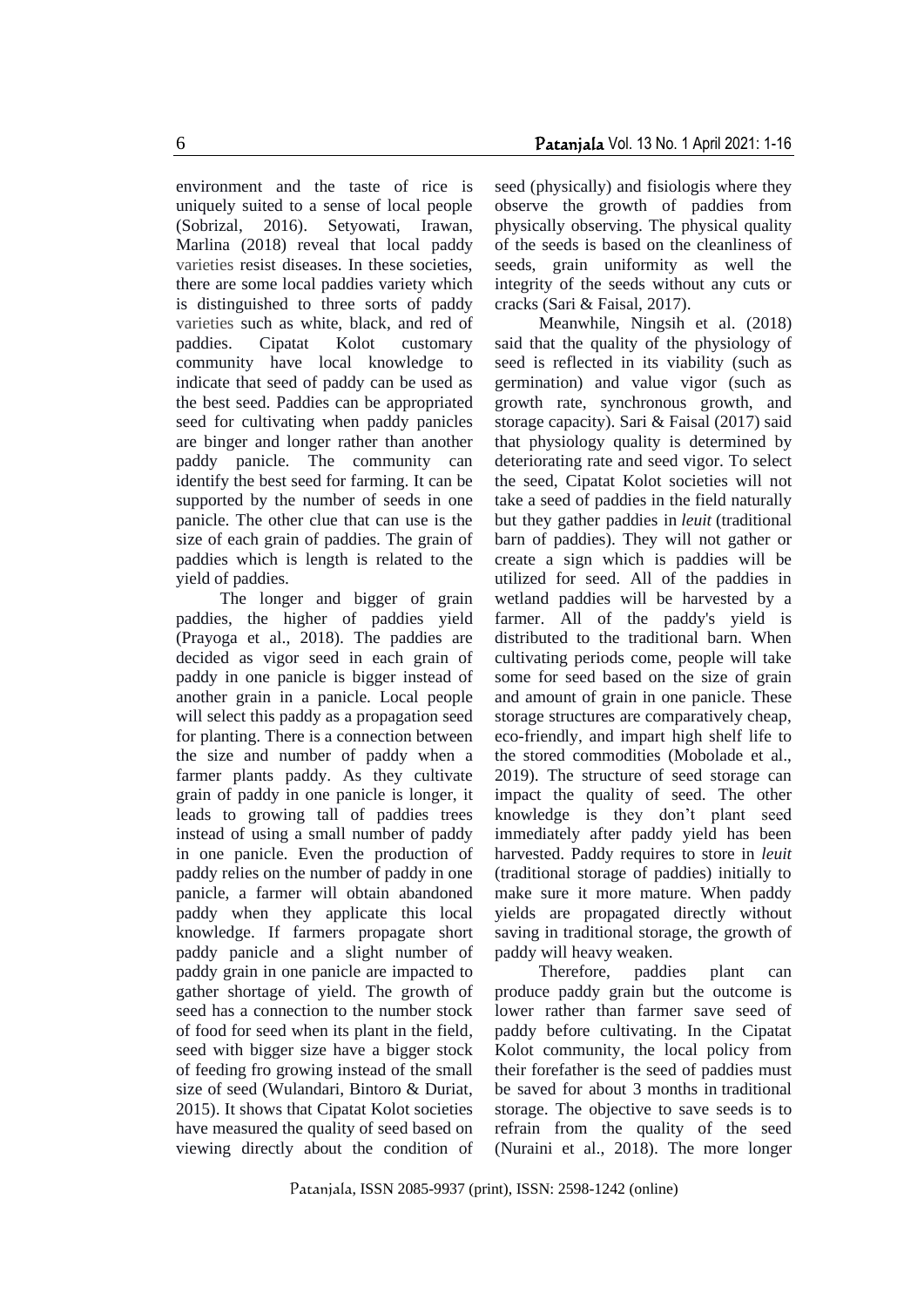environment and the taste of rice is uniquely suited to a sense of local people (Sobrizal, 2016). Setyowati, Irawan, Marlina (2018) reveal that local paddy varieties resist diseases. In these societies, there are some local paddies variety which is distinguished to three sorts of paddy varieties such as white, black, and red of paddies. Cipatat Kolot customary community have local knowledge to indicate that seed of paddy can be used as the best seed. Paddies can be appropriated seed for cultivating when paddy panicles are binger and longer rather than another paddy panicle. The community can identify the best seed for farming. It can be supported by the number of seeds in one panicle. The other clue that can use is the size of each grain of paddies. The grain of paddies which is length is related to the yield of paddies.

The longer and bigger of grain paddies, the higher of paddies yield (Prayoga et al., 2018). The paddies are decided as vigor seed in each grain of paddy in one panicle is bigger instead of another grain in a panicle. Local people will select this paddy as a propagation seed for planting. There is a connection between the size and number of paddy when a farmer plants paddy. As they cultivate grain of paddy in one panicle is longer, it leads to growing tall of paddies trees instead of using a small number of paddy in one panicle. Even the production of paddy relies on the number of paddy in one panicle, a farmer will obtain abandoned paddy when they applicate this local knowledge. If farmers propagate short paddy panicle and a slight number of paddy grain in one panicle are impacted to gather shortage of yield. The growth of seed has a connection to the number stock of food for seed when its plant in the field, seed with bigger size have a bigger stock of feeding fro growing instead of the small size of seed (Wulandari, Bintoro & Duriat, 2015). It shows that Cipatat Kolot societies have measured the quality of seed based on viewing directly about the condition of seed (physically) and fisiologis where they observe the growth of paddies from physically observing. The physical quality of the seeds is based on the cleanliness of seeds, grain uniformity as well the integrity of the seeds without any cuts or cracks (Sari & Faisal, 2017).

Meanwhile, Ningsih et al. (2018) said that the quality of the physiology of seed is reflected in its viability (such as germination) and value vigor (such as growth rate, synchronous growth, and storage capacity). Sari & Faisal (2017) said that physiology quality is determined by deteriorating rate and seed vigor. To select the seed, Cipatat Kolot societies will not take a seed of paddies in the field naturally but they gather paddies in *leuit* (traditional barn of paddies). They will not gather or create a sign which is paddies will be utilized for seed. All of the paddies in wetland paddies will be harvested by a farmer. All of the paddy's yield is distributed to the traditional barn. When cultivating periods come, people will take some for seed based on the size of grain and amount of grain in one panicle. These storage structures are comparatively cheap, eco-friendly, and impart high shelf life to the stored commodities (Mobolade et al., 2019). The structure of seed storage can impact the quality of seed. The other knowledge is they don't plant seed immediately after paddy yield has been harvested. Paddy requires to store in *leuit* (traditional storage of paddies) initially to make sure it more mature. When paddy yields are propagated directly without saving in traditional storage, the growth of paddy will heavy weaken.

Therefore, paddies plant can produce paddy grain but the outcome is lower rather than farmer save seed of paddy before cultivating. In the Cipatat Kolot community, the local policy from their forefather is the seed of paddies must be saved for about 3 months in traditional storage. The objective to save seeds is to refrain from the quality of the seed (Nuraini et al., 2018). The more longer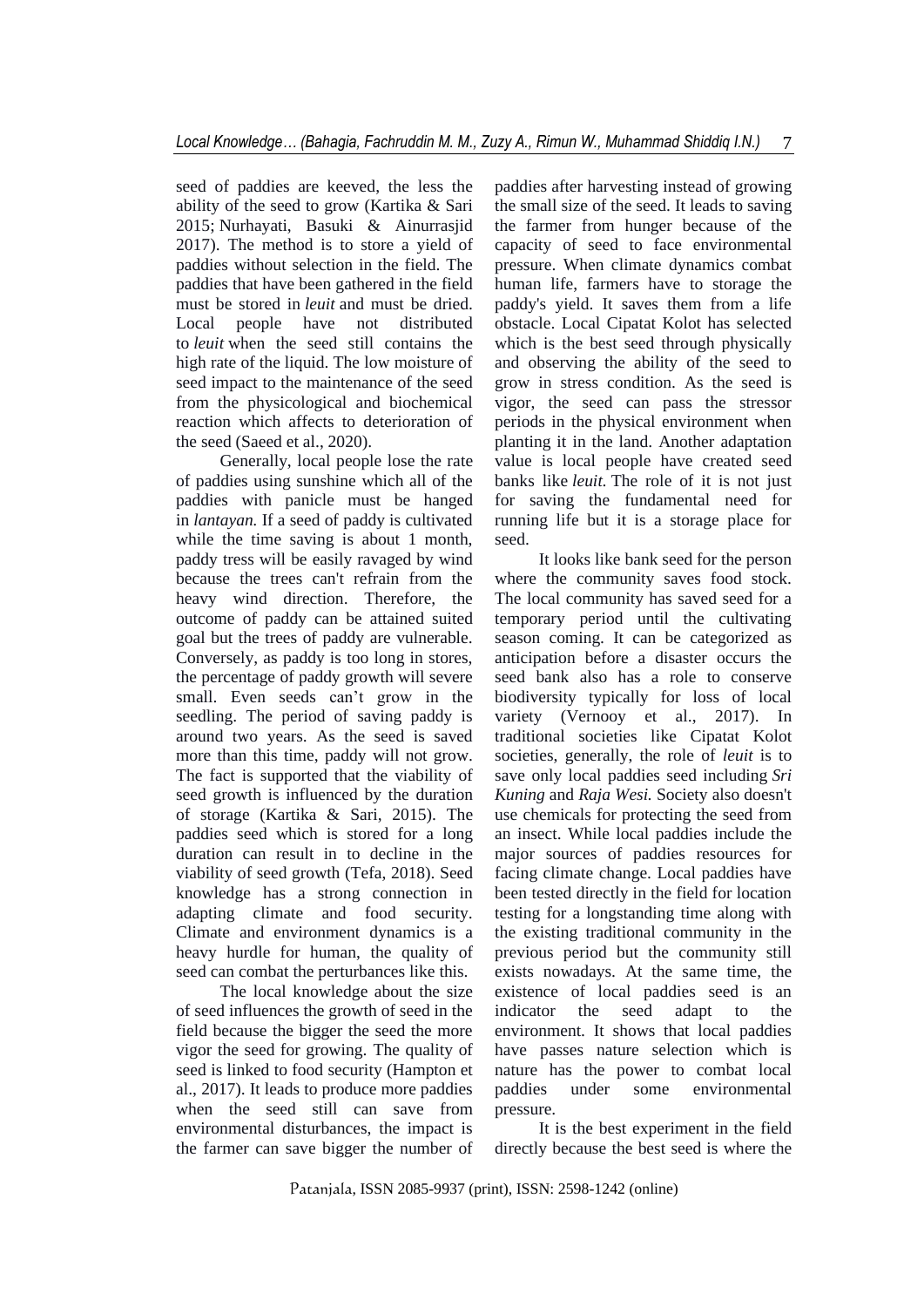seed of paddies are keeved, the less the ability of the seed to grow (Kartika & Sari 2015; Nurhayati, Basuki & Ainurrasjid 2017). The method is to store a yield of paddies without selection in the field. The paddies that have been gathered in the field must be stored in *leuit* and must be dried. Local people have not distributed to *leuit* when the seed still contains the high rate of the liquid. The low moisture of seed impact to the maintenance of the seed from the physicological and biochemical reaction which affects to deterioration of the seed (Saeed et al., 2020).

Generally, local people lose the rate of paddies using sunshine which all of the paddies with panicle must be hanged in *lantayan.* If a seed of paddy is cultivated while the time saving is about 1 month, paddy tress will be easily ravaged by wind because the trees can't refrain from the heavy wind direction. Therefore, the outcome of paddy can be attained suited goal but the trees of paddy are vulnerable. Conversely, as paddy is too long in stores, the percentage of paddy growth will severe small. Even seeds can't grow in the seedling. The period of saving paddy is around two years. As the seed is saved more than this time, paddy will not grow. The fact is supported that the viability of seed growth is influenced by the duration of storage (Kartika & Sari, 2015). The paddies seed which is stored for a long duration can result in to decline in the viability of seed growth (Tefa, 2018). Seed knowledge has a strong connection in adapting climate and food security. Climate and environment dynamics is a heavy hurdle for human, the quality of seed can combat the perturbances like this.

The local knowledge about the size of seed influences the growth of seed in the field because the bigger the seed the more vigor the seed for growing. The quality of seed is linked to food security (Hampton et al., 2017). It leads to produce more paddies when the seed still can save from environmental disturbances, the impact is the farmer can save bigger the number of paddies after harvesting instead of growing the small size of the seed. It leads to saving the farmer from hunger because of the capacity of seed to face environmental pressure. When climate dynamics combat human life, farmers have to storage the paddy's yield. It saves them from a life obstacle. Local Cipatat Kolot has selected which is the best seed through physically and observing the ability of the seed to grow in stress condition. As the seed is vigor, the seed can pass the stressor periods in the physical environment when planting it in the land. Another adaptation value is local people have created seed banks like *leuit.* The role of it is not just for saving the fundamental need for running life but it is a storage place for seed.

It looks like bank seed for the person where the community saves food stock. The local community has saved seed for a temporary period until the cultivating season coming. It can be categorized as anticipation before a disaster occurs the seed bank also has a role to conserve biodiversity typically for loss of local variety (Vernooy et al., 2017). In traditional societies like Cipatat Kolot societies, generally, the role of *leuit* is to save only local paddies seed including *Sri Kuning* and *Raja Wesi.* Society also doesn't use chemicals for protecting the seed from an insect. While local paddies include the major sources of paddies resources for facing climate change. Local paddies have been tested directly in the field for location testing for a longstanding time along with the existing traditional community in the previous period but the community still exists nowadays. At the same time, the existence of local paddies seed is an indicator the seed adapt to the environment. It shows that local paddies have passes nature selection which is nature has the power to combat local paddies under some environmental pressure.

It is the best experiment in the field directly because the best seed is where the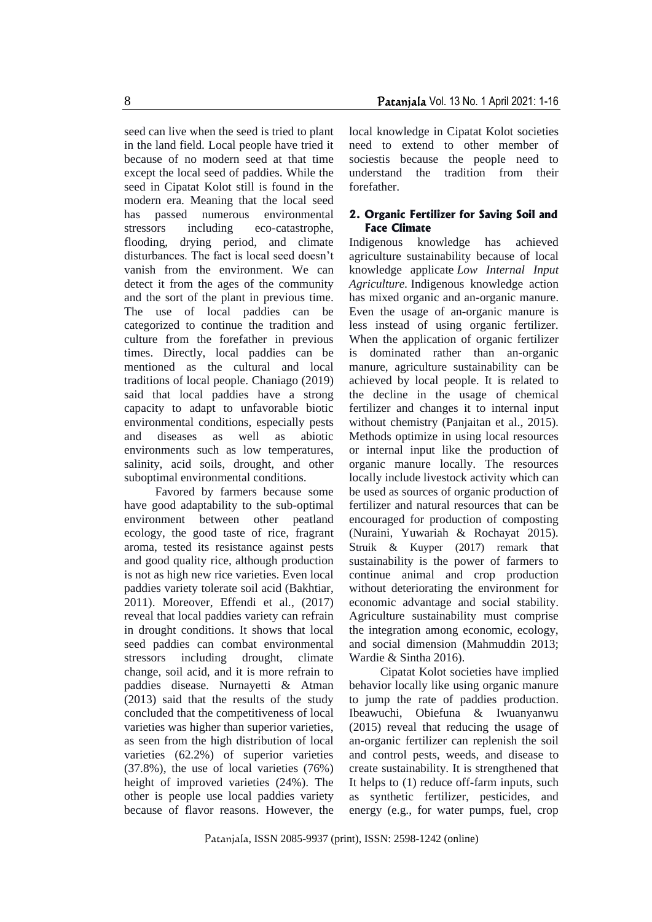seed can live when the seed is tried to plant in the land field. Local people have tried it because of no modern seed at that time except the local seed of paddies. While the seed in Cipatat Kolot still is found in the modern era. Meaning that the local seed has passed numerous environmental stressors including eco-catastrophe, flooding, drying period, and climate disturbances. The fact is local seed doesn't vanish from the environment. We can detect it from the ages of the community and the sort of the plant in previous time. The use of local paddies can be categorized to continue the tradition and culture from the forefather in previous times. Directly, local paddies can be mentioned as the cultural and local traditions of local people. Chaniago (2019) said that local paddies have a strong capacity to adapt to unfavorable biotic environmental conditions, especially pests and diseases as well as abiotic environments such as low temperatures, salinity, acid soils, drought, and other suboptimal environmental conditions.

Favored by farmers because some have good adaptability to the sub-optimal environment between other peatland ecology, the good taste of rice, fragrant aroma, tested its resistance against pests and good quality rice, although production is not as high new rice varieties. Even local paddies variety tolerate soil acid (Bakhtiar, 2011). Moreover, Effendi et al., (2017) reveal that local paddies variety can refrain in drought conditions. It shows that local seed paddies can combat environmental stressors including drought, climate change, soil acid, and it is more refrain to paddies disease. Nurnayetti & Atman (2013) said that the results of the study concluded that the competitiveness of local varieties was higher than superior varieties, as seen from the high distribution of local varieties (62.2%) of superior varieties (37.8%), the use of local varieties (76%) height of improved varieties (24%). The other is people use local paddies variety because of flavor reasons. However, the local knowledge in Cipatat Kolot societies need to extend to other member of sociestis because the people need to understand the tradition from their forefather.

## 2. Organic Fertilizer for Saving Soil and Face Climate

Indigenous knowledge has achieved agriculture sustainability because of local knowledge applicate *Low Internal Input Agriculture*. Indigenous knowledge action has mixed organic and an-organic manure. Even the usage of an-organic manure is less instead of using organic fertilizer. When the application of organic fertilizer is dominated rather than an-organic manure, agriculture sustainability can be achieved by local people. It is related to the decline in the usage of chemical fertilizer and changes it to internal input without chemistry (Panjaitan et al., 2015). Methods optimize in using local resources or internal input like the production of organic manure locally. The resources locally include livestock activity which can be used as sources of organic production of fertilizer and natural resources that can be encouraged for production of composting (Nuraini, Yuwariah & Rochayat 2015). Struik & Kuyper (2017) remark that sustainability is the power of farmers to continue animal and crop production without deteriorating the environment for economic advantage and social stability. Agriculture sustainability must comprise the integration among economic, ecology, and social dimension (Mahmuddin 2013; Wardie & Sintha 2016).

Cipatat Kolot societies have implied behavior locally like using organic manure to jump the rate of paddies production. Ibeawuchi, Obiefuna & Iwuanyanwu (2015) reveal that reducing the usage of an-organic fertilizer can replenish the soil and control pests, weeds, and disease to create sustainability. It is strengthened that It helps to (1) reduce off-farm inputs, such as synthetic fertilizer, pesticides, and energy (e.g., for water pumps, fuel, crop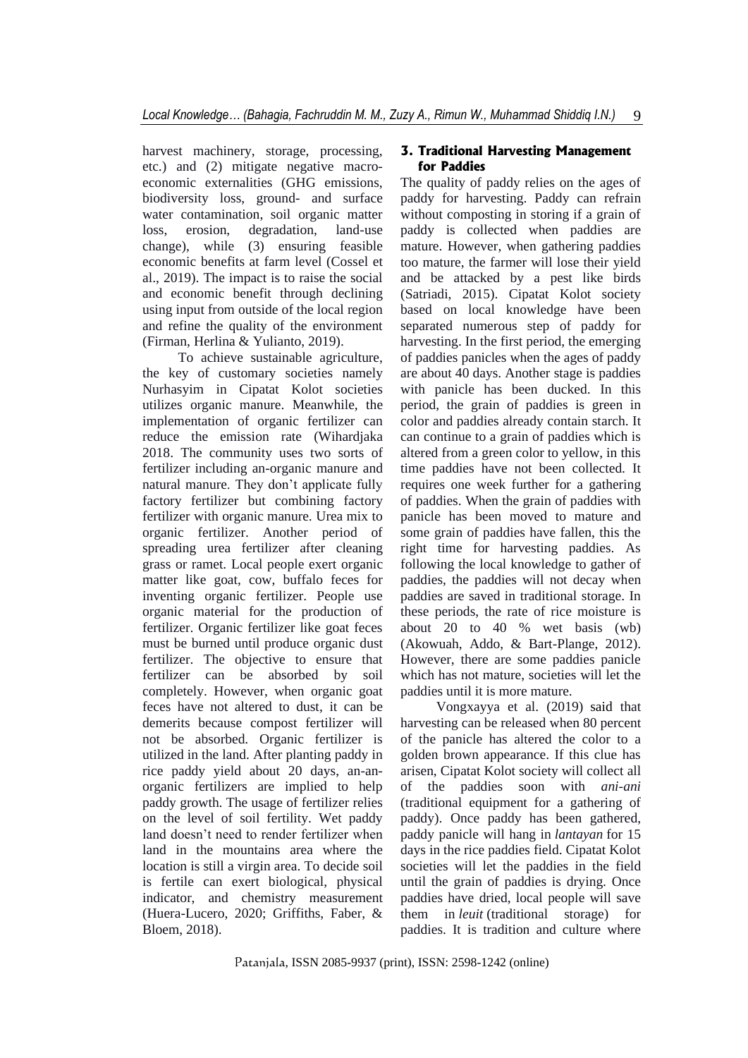harvest machinery, storage, processing, etc.) and (2) mitigate negative macro-economic externalities (GHG emissions, biodiversity loss, ground- and surface water contamination, soil organic matter loss, erosion, degradation, land-use change), while (3) ensuring feasible economic benefits at farm level (Cossel et al., 2019). The impact is to raise the social and economic benefit through declining using input from outside of the local region and refine the quality of the environment (Firman, Herlina & Yulianto, 2019).

To achieve sustainable agriculture, the key of customary societies namely Nurhasyim in Cipatat Kolot societies utilizes organic manure. Meanwhile, the implementation of organic fertilizer can reduce the emission rate (Wihardjaka 2018. The community uses two sorts of fertilizer including an-organic manure and natural manure. They don't applicate fully factory fertilizer but combining factory fertilizer with organic manure. Urea mix to organic fertilizer. Another period of spreading urea fertilizer after cleaning grass or ramet. Local people exert organic matter like goat, cow, buffalo feces for inventing organic fertilizer. People use organic material for the production of fertilizer. Organic fertilizer like goat feces must be burned until produce organic dust fertilizer. The objective to ensure that fertilizer can be absorbed by soil completely. However, when organic goat feces have not altered to dust, it can be demerits because compost fertilizer will not be absorbed. Organic fertilizer is utilized in the land. After planting paddy in rice paddy yield about 20 days, an-an-organic fertilizers are implied to help paddy growth. The usage of fertilizer relies on the level of soil fertility. Wet paddy land doesn't need to render fertilizer when land in the mountains area where the location is still a virgin area. To decide soil is fertile can exert biological, physical indicator, and chemistry measurement (Huera-Lucero, 2020; Griffiths, Faber, & Bloem, 2018).

## 3. Traditional Harvesting Management for Paddies

The quality of paddy relies on the ages of paddy for harvesting. Paddy can refrain without composting in storing if a grain of paddy is collected when paddies are mature. However, when gathering paddies too mature, the farmer will lose their yield and be attacked by a pest like birds (Satriadi, 2015). Cipatat Kolot society based on local knowledge have been separated numerous step of paddy for harvesting. In the first period, the emerging of paddies panicles when the ages of paddy are about 40 days. Another stage is paddies with panicle has been ducked. In this period, the grain of paddies is green in color and paddies already contain starch. It can continue to a grain of paddies which is altered from a green color to yellow, in this time paddies have not been collected. It requires one week further for a gathering of paddies. When the grain of paddies with panicle has been moved to mature and some grain of paddies have fallen, this the right time for harvesting paddies. As following the local knowledge to gather of paddies, the paddies will not decay when paddies are saved in traditional storage. In these periods, the rate of rice moisture is about 20 to 40 % wet basis (wb) (Akowuah, Addo, & Bart-Plange, 2012). However, there are some paddies panicle which has not mature, societies will let the paddies until it is more mature.

Vongxayya et al. (2019) said that harvesting can be released when 80 percent of the panicle has altered the color to a golden brown appearance. If this clue has arisen, Cipatat Kolot society will collect all of the paddies soon with *ani-ani* (traditional equipment for a gathering of paddy). Once paddy has been gathered, paddy panicle will hang in *lantayan* for 15 days in the rice paddies field. Cipatat Kolot societies will let the paddies in the field until the grain of paddies is drying. Once paddies have dried, local people will save them in *leuit* (traditional storage) for paddies. It is tradition and culture where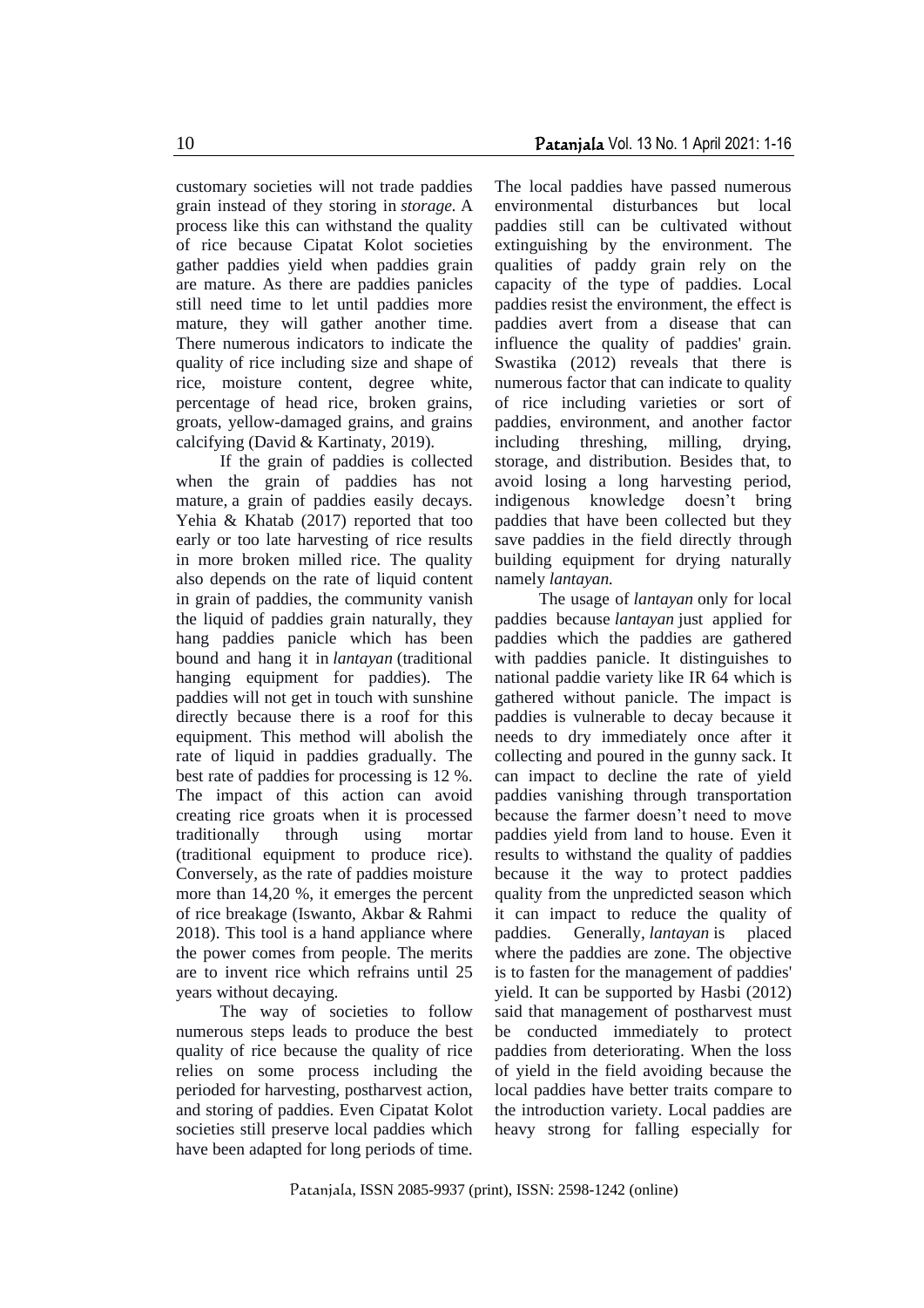customary societies will not trade paddies grain instead of they storing in *storage*. A process like this can withstand the quality of rice because Cipatat Kolot societies gather paddies yield when paddies grain are mature. As there are paddies panicles still need time to let until paddies more mature, they will gather another time. There numerous indicators to indicate the quality of rice including size and shape of rice, moisture content, degree white, percentage of head rice, broken grains, groats, yellow-damaged grains, and grains calcifying (David & Kartinaty, 2019).

If the grain of paddies is collected when the grain of paddies has not mature, a grain of paddies easily decays. Yehia & Khatab (2017) reported that too early or too late harvesting of rice results in more broken milled rice. The quality also depends on the rate of liquid content in grain of paddies, the community vanish the liquid of paddies grain naturally, they hang paddies panicle which has been bound and hang it in *lantayan* (traditional hanging equipment for paddies). The paddies will not get in touch with sunshine directly because there is a roof for this equipment. This method will abolish the rate of liquid in paddies gradually. The best rate of paddies for processing is 12 %. The impact of this action can avoid creating rice groats when it is processed traditionally through using mortar (traditional equipment to produce rice). Conversely, as the rate of paddies moisture more than 14,20 %, it emerges the percent of rice breakage (Iswanto, Akbar & Rahmi 2018). This tool is a hand appliance where the power comes from people. The merits are to invent rice which refrains until 25 years without decaying.

The way of societies to follow numerous steps leads to produce the best quality of rice because the quality of rice relies on some process including the perioded for harvesting, postharvest action, and storing of paddies. Even Cipatat Kolot societies still preserve local paddies which have been adapted for long periods of time. The local paddies have passed numerous environmental disturbances but local paddies still can be cultivated without extinguishing by the environment. The qualities of paddy grain rely on the capacity of the type of paddies. Local paddies resist the environment, the effect is paddies avert from a disease that can influence the quality of paddies' grain. Swastika (2012) reveals that there is numerous factor that can indicate to quality of rice including varieties or sort of paddies, environment, and another factor including threshing, milling, drying, storage, and distribution. Besides that, to avoid losing a long harvesting period, indigenous knowledge doesn't bring paddies that have been collected but they save paddies in the field directly through building equipment for drying naturally namely *lantayan.*

The usage of *lantayan* only for local paddies because *lantayan* just applied for paddies which the paddies are gathered with paddies panicle. It distinguishes to national paddie variety like IR 64 which is gathered without panicle. The impact is paddies is vulnerable to decay because it needs to dry immediately once after it collecting and poured in the gunny sack. It can impact to decline the rate of yield paddies vanishing through transportation because the farmer doesn't need to move paddies yield from land to house. Even it results to withstand the quality of paddies because it the way to protect paddies quality from the unpredicted season which it can impact to reduce the quality of paddies. Generally, *lantayan* is placed where the paddies are zone. The objective is to fasten for the management of paddies' yield. It can be supported by Hasbi (2012) said that management of postharvest must be conducted immediately to protect paddies from deteriorating. When the loss of yield in the field avoiding because the local paddies have better traits compare to the introduction variety. Local paddies are heavy strong for falling especially for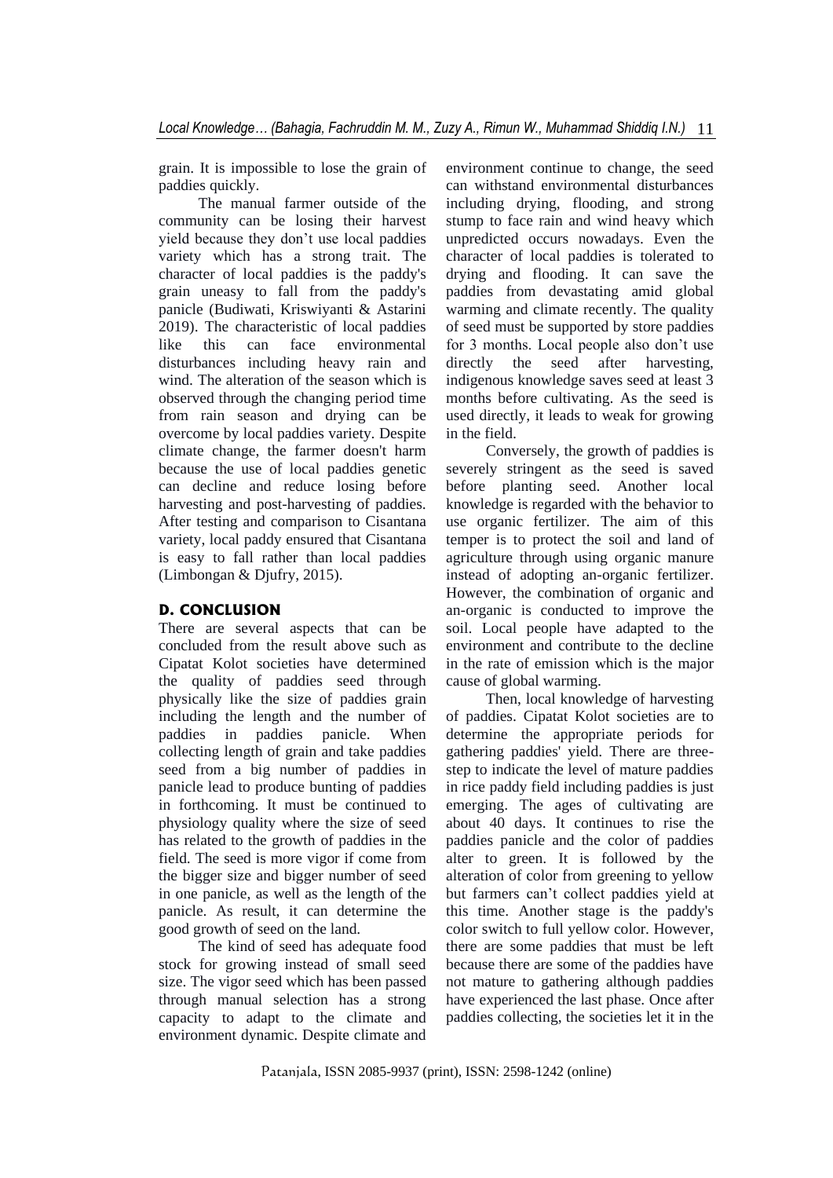grain. It is impossible to lose the grain of paddies quickly.

The manual farmer outside of the community can be losing their harvest yield because they don't use local paddies variety which has a strong trait. The character of local paddies is the paddy's grain uneasy to fall from the paddy's panicle (Budiwati, Kriswiyanti & Astarini 2019). The characteristic of local paddies like this can face environmental disturbances including heavy rain and wind. The alteration of the season which is observed through the changing period time from rain season and drying can be overcome by local paddies variety. Despite climate change, the farmer doesn't harm because the use of local paddies genetic can decline and reduce losing before harvesting and post-harvesting of paddies. After testing and comparison to Cisantana variety, local paddy ensured that Cisantana is easy to fall rather than local paddies (Limbongan & Djufry, 2015).

## D. CONCLUSION

There are several aspects that can be concluded from the result above such as Cipatat Kolot societies have determined the quality of paddies seed through physically like the size of paddies grain including the length and the number of paddies in paddies panicle. When collecting length of grain and take paddies seed from a big number of paddies in panicle lead to produce bunting of paddies in forthcoming. It must be continued to physiology quality where the size of seed has related to the growth of paddies in the field. The seed is more vigor if come from the bigger size and bigger number of seed in one panicle, as well as the length of the panicle. As result, it can determine the good growth of seed on the land.

The kind of seed has adequate food stock for growing instead of small seed size. The vigor seed which has been passed through manual selection has a strong capacity to adapt to the climate and environment dynamic. Despite climate and environment continue to change, the seed can withstand environmental disturbances including drying, flooding, and strong stump to face rain and wind heavy which unpredicted occurs nowadays. Even the character of local paddies is tolerated to drying and flooding. It can save the paddies from devastating amid global warming and climate recently. The quality of seed must be supported by store paddies for 3 months. Local people also don't use directly the seed after harvesting, indigenous knowledge saves seed at least 3 months before cultivating. As the seed is used directly, it leads to weak for growing in the field.

Conversely, the growth of paddies is severely stringent as the seed is saved before planting seed. Another local knowledge is regarded with the behavior to use organic fertilizer. The aim of this temper is to protect the soil and land of agriculture through using organic manure instead of adopting an-organic fertilizer. However, the combination of organic and an-organic is conducted to improve the soil. Local people have adapted to the environment and contribute to the decline in the rate of emission which is the major cause of global warming.

Then, local knowledge of harvesting of paddies. Cipatat Kolot societies are to determine the appropriate periods for gathering paddies' yield. There are three-step to indicate the level of mature paddies in rice paddy field including paddies is just emerging. The ages of cultivating are about 40 days. It continues to rise the paddies panicle and the color of paddies alter to green. It is followed by the alteration of color from greening to yellow but farmers can't collect paddies yield at this time. Another stage is the paddy's color switch to full yellow color. However, there are some paddies that must be left because there are some of the paddies have not mature to gathering although paddies have experienced the last phase. Once after paddies collecting, the societies let it in the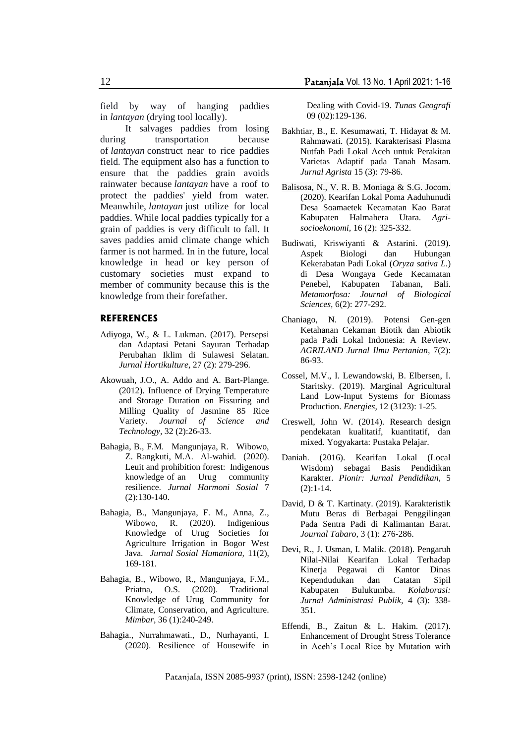field by way of hanging paddies in *lantayan* (drying tool locally).

It salvages paddies from losing during transportation because of *lantayan* construct near to rice paddies field. The equipment also has a function to ensure that the paddies grain avoids rainwater because *lantayan* have a roof to protect the paddies' yield from water. Meanwhile, *lantayan* just utilize for local paddies. While local paddies typically for a grain of paddies is very difficult to fall. It saves paddies amid climate change which farmer is not harmed. In in the future, local knowledge in head or key person of customary societies must expand to member of community because this is the knowledge from their forefather.

## REFERENCES

Adiyoga, W., & L. Lukman. (2017). Persepsi dan Adaptasi Petani Sayuran Terhadap Perubahan Iklim di Sulawesi Selatan. *Jurnal Hortikulture*, 27 (2): 279-296.

Akowuah, J.O., A. Addo and A. Bart-Plange. (2012). Influence of Drying Temperature and Storage Duration on Fissuring and Milling Quality of Jasmine 85 Rice Variety. *Journal of Science and Technology*, 32 (2):26-33.

Bahagia, B., F.M. Mangunjaya, R. Wibowo, Z. Rangkuti, M.A. Al-wahid. (2020). Leuit and prohibition forest: Indigenous knowledge of an Urug community resilience. *Jurnal Harmoni Sosial* 7 (2):130-140.

Bahagia, B., Mangunjaya, F. M., Anna, Z., Wibowo, R. (2020). Indigenious Knowledge of Urug Societies for Agriculture Irrigation in Bogor West Java. *Jurnal Sosial Humaniora*, 11(2), 169-181.

Bahagia, B., Wibowo, R., Mangunjaya, F.M., Priatna, O.S. (2020). Traditional Knowledge of Urug Community for Climate, Conservation, and Agriculture. *Mimbar*, 36 (1):240-249.

Bahagia., Nurrahmawati., D., Nurhayanti, I. (2020). Resilience of Housewife in Dealing with Covid-19. *Tunas Geografi* 09 (02):129-136.

Bakhtiar, B., E. Kesumawati, T. Hidayat & M. Rahmawati. (2015). Karakterisasi Plasma Nutfah Padi Lokal Aceh untuk Perakitan Varietas Adaptif pada Tanah Masam. *Jurnal Agrista* 15 (3): 79-86.

Balisosa, N., V. R. B. Moniaga & S.G. Jocom. (2020). Kearifan Lokal Poma Aaduhunudi Desa Soamaetek Kecamatan Kao Barat Kabupaten Halmahera Utara. *Agri-socioekonomi*, 16 (2): 325-332.

Budiwati, Kriswiyanti & Astarini. (2019). Aspek Biologi dan Hubungan Kekerabatan Padi Lokal (*Oryza sativa L*.) di Desa Wongaya Gede Kecamatan Penebel, Kabupaten Tabanan, Bali. *Metamorfosa: Journal of Biological Sciences*, 6(2): 277-292.

Chaniago, N. (2019). Potensi Gen-gen Ketahanan Cekaman Biotik dan Abiotik pada Padi Lokal Indonesia: A Review. *AGRILAND Jurnal Ilmu Pertanian*, 7(2): 86-93.

Cossel, M.V., I. Lewandowski, B. Elbersen, I. Staritsky. (2019). Marginal Agricultural Land Low-Input Systems for Biomass Production. *Energies*, 12 (3123): 1-25.

Creswell, John W. (2014). Research design pendekatan kualitatif, kuantitatif, dan mixed. Yogyakarta: Pustaka Pelajar.

Daniah. (2016). Kearifan Lokal (Local Wisdom) sebagai Basis Pendidikan Karakter. *Pionir: Jurnal Pendidikan*, 5 (2):1-14.

David, D & T. Kartinaty. (2019). Karakteristik Mutu Beras di Berbagai Penggilingan Pada Sentra Padi di Kalimantan Barat. *Journal Tabaro*, 3 (1): 276-286.

Devi, R., J. Usman, I. Malik. (2018). Pengaruh Nilai-Nilai Kearifan Lokal Terhadap Kinerja Pegawai di Kantor Dinas Kependudukan dan Catatan Sipil Kabupaten Bulukumba. *Kolaborasi: Jurnal Administrasi Publik*, 4 (3): 338-351.

Effendi, B., Zaitun & L. Hakim. (2017). Enhancement of Drought Stress Tolerance in Aceh's Local Rice by Mutation with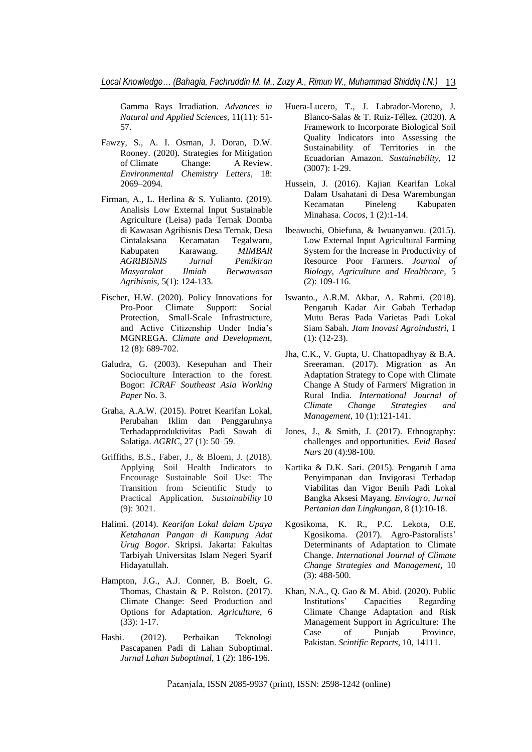Gamma Rays Irradiation. *Advances in Natural and Applied Sciences*, 11(11): 51-57.

Fawzy, S., A. I. Osman, J. Doran, D.W. Rooney. (2020). Strategies for Mitigation of Climate Change: A Review. *Environmental Chemistry Letters*, 18: 2069–2094.

Firman, A., L. Herlina & S. Yulianto. (2019). Analisis Low External Input Sustainable Agriculture (Leisa) pada Ternak Domba di Kawasan Agribisnis Desa Ternak, Desa Cintalaksana Kecamatan Tegalwaru, Kabupaten Karawang. *MIMBAR AGRIBISNIS Jurnal Pemikiran Masyarakat Ilmiah Berwawasan Agribisnis*, 5(1): 124-133.

Fischer, H.W. (2020). Policy Innovations for Pro-Poor Climate Support: Social Protection, Small-Scale Infrastructure, and Active Citizenship Under India's MGNREGA. *Climate and Development*, 12 (8): 689-702.

Galudra, G. (2003). Kesepuhan and Their Socioculture Interaction to the forest. Bogor: *ICRAF Southeast Asia Working Paper* No. 3.

Graha, A.A.W. (2015). Potret Kearifan Lokal, Perubahan Iklim dan Penggaruhnya Terhadapproduktivitas Padi Sawah di Salatiga. *AGRIC*, 27 (1): 50–59.

Griffiths, B.S., Faber, J., & Bloem, J. (2018). Applying Soil Health Indicators to Encourage Sustainable Soil Use: The Transition from Scientific Study to Practical Application. *Sustainability* 10 (9): 3021.

Halimi. (2014). *Kearifan Lokal dalam Upaya Ketahanan Pangan di Kampung Adat Urug Bogor*. Skripsi. Jakarta: Fakultas Tarbiyah Universitas Islam Negeri Syarif Hidayatullah.

Hampton, J.G., A.J. Conner, B. Boelt, G. Thomas, Chastain & P. Rolston. (2017). Climate Change: Seed Production and Options for Adaptation. *Agriculture*, 6 (33): 1-17.

Hasbi. (2012). Perbaikan Teknologi Pascapanen Padi di Lahan Suboptimal. *Jurnal Lahan Suboptimal*, 1 (2): 186-196.

Huera-Lucero, T., J. Labrador-Moreno, J. Blanco-Salas & T. Ruiz-Téllez. (2020). A Framework to Incorporate Biological Soil Quality Indicators into Assessing the Sustainability of Territories in the Ecuadorian Amazon. *Sustainability*, 12 (3007): 1-29.

Hussein, J. (2016). Kajian Kearifan Lokal Dalam Usahatani di Desa Warembungan Kecamatan Pineleng Kabupaten Minahasa. *Cocos*, 1 (2):1-14.

Ibeawuchi, Obiefuna, & Iwuanyanwu. (2015). Low External Input Agricultural Farming System for the Increase in Productivity of Resource Poor Farmers. *Journal of Biology, Agriculture and Healthcare*, 5 (2): 109-116.

Iswanto., A.R.M. Akbar, A. Rahmi. (2018). Pengaruh Kadar Air Gabah Terhadap Mutu Beras Pada Varietas Padi Lokal Siam Sabah. *Jtam Inovasi Agroindustri*, 1 (1): (12-23).

Jha, C.K., V. Gupta, U. Chattopadhyay & B.A. Sreeraman. (2017). Migration as An Adaptation Strategy to Cope with Climate Change A Study of Farmers' Migration in Rural India. *International Journal of Climate Change Strategies and Management*, 10 (1):121-141.

Jones, J., & Smith, J. (2017). Ethnography: challenges and opportunities. *Evid Based Nurs* 20 (4):98-100.

Kartika & D.K. Sari. (2015). Pengaruh Lama Penyimpanan dan Invigorasi Terhadap Viabilitas dan Vigor Benih Padi Lokal Bangka Aksesi Mayang. *Enviagro, Jurnal Pertanian dan Lingkungan*, 8 (1):10-18.

Kgosikoma, K. R., P.C. Lekota, O.E. Kgosikoma. (2017). Agro-Pastoralists' Determinants of Adaptation to Climate Change. *International Journal of Climate Change Strategies and Management*, 10 (3): 488-500.

Khan, N.A., Q. Gao & M. Abid. (2020). Public Institutions' Capacities Regarding Climate Change Adaptation and Risk Management Support in Agriculture: The Case of Punjab Province, Pakistan. *Scintific Reports*, 10, 14111.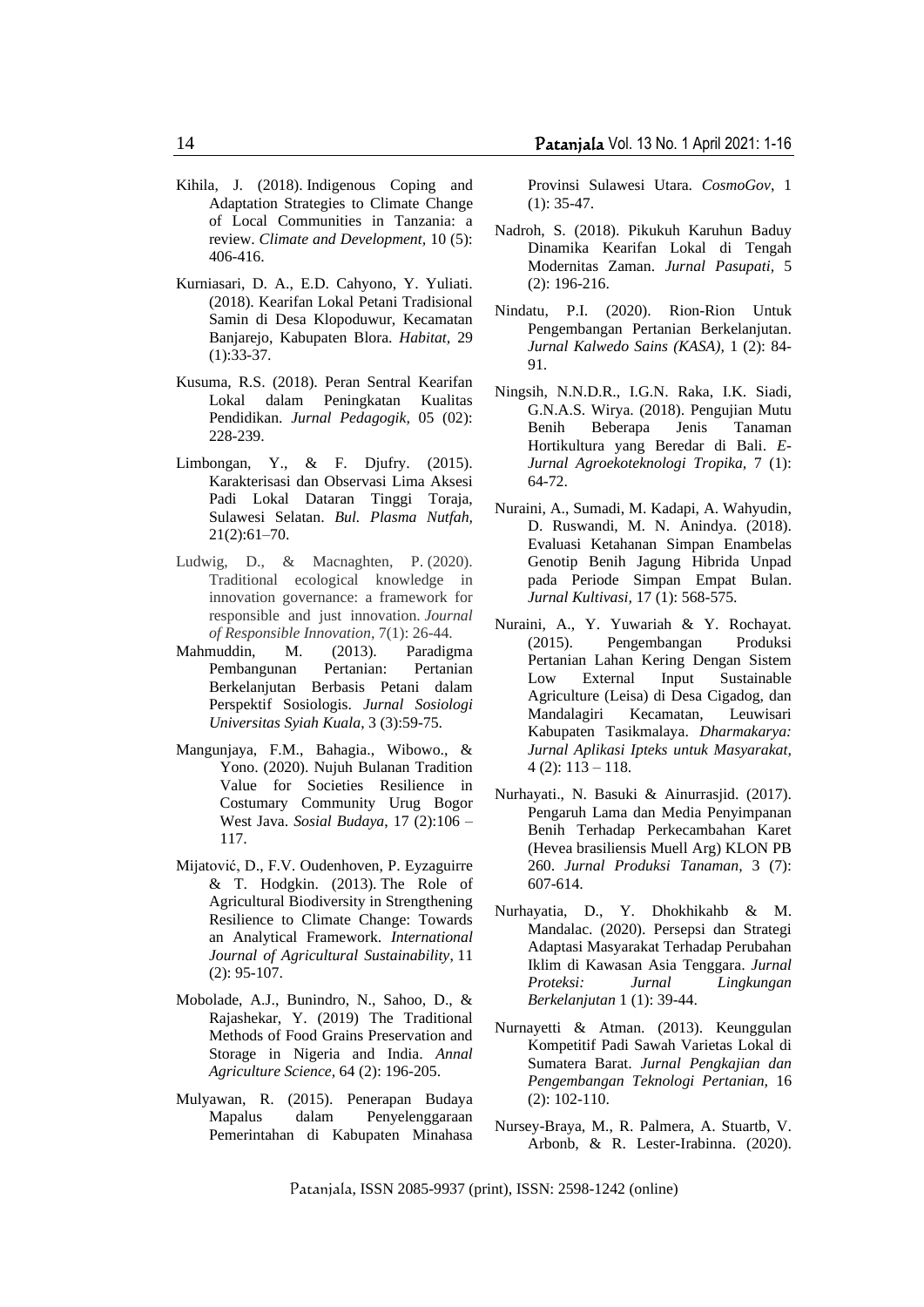Kihila, J. (2018). Indigenous Coping and Adaptation Strategies to Climate Change of Local Communities in Tanzania: a review. *Climate and Development*, 10 (5): 406-416.

Kurniasari, D. A., E.D. Cahyono, Y. Yuliati. (2018). Kearifan Lokal Petani Tradisional Samin di Desa Klopoduwur, Kecamatan Banjarejo, Kabupaten Blora. *Habitat*, 29 (1):33-37.

Kusuma, R.S. (2018). Peran Sentral Kearifan Lokal dalam Peningkatan Kualitas Pendidikan. *Jurnal Pedagogik*, 05 (02): 228-239.

Limbongan, Y., & F. Djufry. (2015). Karakterisasi dan Observasi Lima Aksesi Padi Lokal Dataran Tinggi Toraja, Sulawesi Selatan. *Bul. Plasma Nutfah*, 21(2):61–70.

Ludwig, D., & Macnaghten, P. (2020). Traditional ecological knowledge in innovation governance: a framework for responsible and just innovation. *Journal of Responsible Innovation*, 7(1): 26-44.

Mahmuddin, M. (2013). Paradigma Pembangunan Pertanian: Pertanian Berkelanjutan Berbasis Petani dalam Perspektif Sosiologis. *Jurnal Sosiologi Universitas Syiah Kuala*, 3 (3):59-75.

Mangunjaya, F.M., Bahagia., Wibowo., & Yono. (2020). Nujuh Bulanan Tradition Value for Societies Resilience in Costumary Community Urug Bogor West Java. *Sosial Budaya*, 17 (2):106 – 117.

Mijatović, D., F.V. Oudenhoven, P. Eyzaguirre & T. Hodgkin. (2013). The Role of Agricultural Biodiversity in Strengthening Resilience to Climate Change: Towards an Analytical Framework. *International Journal of Agricultural Sustainability*, 11 (2): 95-107.

Mobolade, A.J., Bunindro, N., Sahoo, D., & Rajashekar, Y. (2019) The Traditional Methods of Food Grains Preservation and Storage in Nigeria and India. *Annal Agriculture Science*, 64 (2): 196-205.

Mulyawan, R. (2015). Penerapan Budaya Mapalus dalam Penyelenggaraan Pemerintahan di Kabupaten Minahasa Provinsi Sulawesi Utara. *CosmoGov*, 1 (1): 35-47.

Nadroh, S. (2018). Pikukuh Karuhun Baduy Dinamika Kearifan Lokal di Tengah Modernitas Zaman. *Jurnal Pasupati*, 5 (2): 196-216.

Nindatu, P.I. (2020). Rion-Rion Untuk Pengembangan Pertanian Berkelanjutan. *Jurnal Kalwedo Sains (KASA)*, 1 (2): 84-91.

Ningsih, N.N.D.R., I.G.N. Raka, I.K. Siadi, G.N.A.S. Wirya. (2018). Pengujian Mutu Benih Beberapa Jenis Tanaman Hortikultura yang Beredar di Bali. *E-Jurnal Agroekoteknologi Tropika*, 7 (1): 64-72.

Nuraini, A., Sumadi, M. Kadapi, A. Wahyudin, D. Ruswandi, M. N. Anindya. (2018). Evaluasi Ketahanan Simpan Enambelas Genotip Benih Jagung Hibrida Unpad pada Periode Simpan Empat Bulan. *Jurnal Kultivasi*, 17 (1): 568-575.

Nuraini, A., Y. Yuwariah & Y. Rochayat. (2015). Pengembangan Produksi Pertanian Lahan Kering Dengan Sistem Low External Input Sustainable Agriculture (Leisa) di Desa Cigadog, dan Mandalagiri Kecamatan, Leuwisari Kabupaten Tasikmalaya. *Dharmakarya: Jurnal Aplikasi Ipteks untuk Masyarakat*, 4 (2): 113 – 118.

Nurhayati., N. Basuki & Ainurrasjid. (2017). Pengaruh Lama dan Media Penyimpanan Benih Terhadap Perkecambahan Karet (Hevea brasiliensis Muell Arg) KLON PB 260. *Jurnal Produksi Tanaman*, 3 (7): 607-614.

Nurhayatia, D., Y. Dhokhikahb & M. Mandalac. (2020). Persepsi dan Strategi Adaptasi Masyarakat Terhadap Perubahan Iklim di Kawasan Asia Tenggara. *Jurnal Proteksi: Jurnal Lingkungan Berkelanjutan* 1 (1): 39-44.

Nurnayetti & Atman. (2013). Keunggulan Kompetitif Padi Sawah Varietas Lokal di Sumatera Barat. *Jurnal Pengkajian dan Pengembangan Teknologi Pertanian*, 16 (2): 102-110.

Nursey-Braya, M., R. Palmera, A. Stuartb, V. Arbonb, & R. Lester-Irabinna. (2020).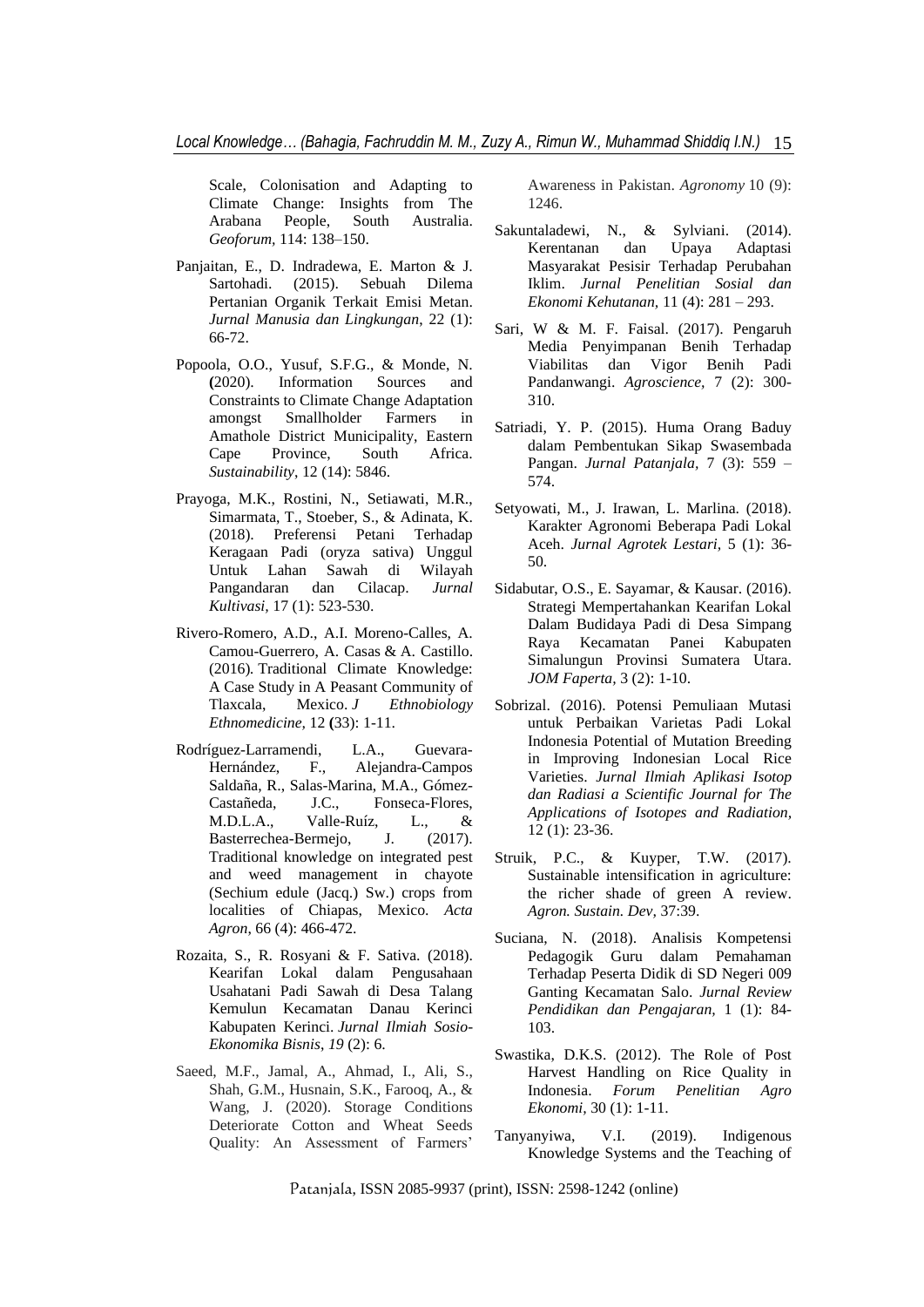Scale, Colonisation and Adapting to Climate Change: Insights from The Arabana People, South Australia. *Geoforum*, 114: 138–150.

Panjaitan, E., D. Indradewa, E. Marton & J. Sartohadi. (2015). Sebuah Dilema Pertanian Organik Terkait Emisi Metan. *Jurnal Manusia dan Lingkungan*, 22 (1): 66-72.

Popoola, O.O., Yusuf, S.F.G., & Monde, N. **(**2020). Information Sources and Constraints to Climate Change Adaptation amongst Smallholder Farmers in Amathole District Municipality, Eastern Cape Province, South Africa. *Sustainability*, 12 (14): 5846.

Prayoga, M.K., Rostini, N., Setiawati, M.R., Simarmata, T., Stoeber, S., & Adinata, K. (2018). Preferensi Petani Terhadap Keragaan Padi (oryza sativa) Unggul Untuk Lahan Sawah di Wilayah Pangandaran dan Cilacap. *Jurnal Kultivasi*, 17 (1): 523-530.

Rivero-Romero, A.D., A.I. Moreno-Calles, A. Camou-Guerrero, A. Casas & A. Castillo. (2016)*.* Traditional Climate Knowledge: A Case Study in A Peasant Community of Tlaxcala, Mexico. *J Ethnobiology Ethnomedicine*, 12 **(**33): 1-11.

Rodríguez-Larramendi, L.A., Guevara-Hernández, F., Alejandra-Campos Saldaña, R., Salas-Marina, M.A., Gómez-Castañeda, J.C., Fonseca-Flores, M.D.L.A., Valle-Ruíz, L., & Basterrechea-Bermejo, J. (2017). Traditional knowledge on integrated pest and weed management in chayote (Sechium edule (Jacq.) Sw.) crops from localities of Chiapas, Mexico. *Acta Agron*, 66 (4): 466-472.

Rozaita, S., R. Rosyani & F. Sativa. (2018). Kearifan Lokal dalam Pengusahaan Usahatani Padi Sawah di Desa Talang Kemulun Kecamatan Danau Kerinci Kabupaten Kerinci. *Jurnal Ilmiah Sosio-Ekonomika Bisnis*, *19* (2): 6.

Saeed, M.F., Jamal, A., Ahmad, I., Ali, S., Shah, G.M., Husnain, S.K., Farooq, A., & Wang, J. (2020). Storage Conditions Deteriorate Cotton and Wheat Seeds Quality: An Assessment of Farmers' Awareness in Pakistan. *Agronomy* 10 (9): 1246.

Sakuntaladewi, N., & Sylviani. (2014). Kerentanan dan Upaya Adaptasi Masyarakat Pesisir Terhadap Perubahan Iklim. *Jurnal Penelitian Sosial dan Ekonomi Kehutanan*, 11 (4): 281 – 293.

Sari, W & M. F. Faisal. (2017). Pengaruh Media Penyimpanan Benih Terhadap Viabilitas dan Vigor Benih Padi Pandanwangi. *Agroscience,* 7 (2): 300-310.

Satriadi, Y. P. (2015). Huma Orang Baduy dalam Pembentukan Sikap Swasembada Pangan. *Jurnal Patanjala*, 7 (3): 559 – 574.

Setyowati, M., J. Irawan, L. Marlina. (2018). Karakter Agronomi Beberapa Padi Lokal Aceh. *Jurnal Agrotek Lestari*, 5 (1): 36-50.

Sidabutar, O.S., E. Sayamar, & Kausar. (2016). Strategi Mempertahankan Kearifan Lokal Dalam Budidaya Padi di Desa Simpang Raya Kecamatan Panei Kabupaten Simalungun Provinsi Sumatera Utara. *JOM Faperta,* 3 (2): 1-10.

Sobrizal. (2016). Potensi Pemuliaan Mutasi untuk Perbaikan Varietas Padi Lokal Indonesia Potential of Mutation Breeding in Improving Indonesian Local Rice Varieties. *Jurnal Ilmiah Aplikasi Isotop dan Radiasi a Scientific Journal for The Applications of Isotopes and Radiation*, 12 (1): 23-36.

Struik, P.C., & Kuyper, T.W. (2017). Sustainable intensification in agriculture: the richer shade of green A review. *Agron. Sustain. Dev*, 37:39.

Suciana, N. (2018). Analisis Kompetensi Pedagogik Guru dalam Pemahaman Terhadap Peserta Didik di SD Negeri 009 Ganting Kecamatan Salo. *Jurnal Review Pendidikan dan Pengajaran,* 1 (1): 84-103.

Swastika, D.K.S. (2012). The Role of Post Harvest Handling on Rice Quality in Indonesia. *Forum Penelitian Agro Ekonomi*, 30 (1): 1-11.

Tanyanyiwa, V.I. (2019). Indigenous Knowledge Systems and the Teaching of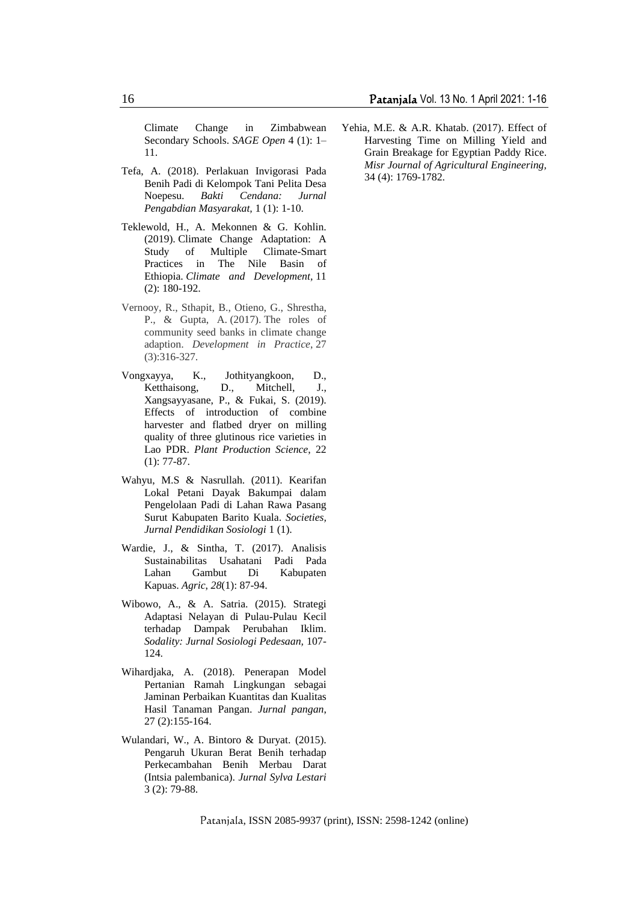Climate Change in Zimbabwean Secondary Schools. *SAGE Open* 4 (1): 1–11.

Tefa, A. (2018). Perlakuan Invigorasi Pada Benih Padi di Kelompok Tani Pelita Desa Noepesu. *Bakti Cendana: Jurnal Pengabdian Masyarakat*, 1 (1): 1-10.

Teklewold, H., A. Mekonnen & G. Kohlin. (2019). Climate Change Adaptation: A Study of Multiple Climate-Smart Practices in The Nile Basin of Ethiopia. *Climate and Development*, 11 (2): 180-192.

Vernooy, R., Sthapit, B., Otieno, G., Shrestha, P., & Gupta, A. (2017). The roles of community seed banks in climate change adaption. *Development in Practice*, 27 (3):316-327.

Vongxayya, K., Jothityangkoon, D., Ketthaisong, D., Mitchell, J., Xangsayyasane, P., & Fukai, S. (2019). Effects of introduction of combine harvester and flatbed dryer on milling quality of three glutinous rice varieties in Lao PDR. *Plant Production Science*, 22 (1): 77-87.

Wahyu, M.S & Nasrullah. (2011). Kearifan Lokal Petani Dayak Bakumpai dalam Pengelolaan Padi di Lahan Rawa Pasang Surut Kabupaten Barito Kuala. *Societies, Jurnal Pendidikan Sosiologi* 1 (1).

Wardie, J., & Sintha, T. (2017). Analisis Sustainabilitas Usahatani Padi Pada Lahan Gambut Di Kabupaten Kapuas. *Agric*, *28*(1): 87-94.

Wibowo, A., & A. Satria. (2015). Strategi Adaptasi Nelayan di Pulau-Pulau Kecil terhadap Dampak Perubahan Iklim. *Sodality: Jurnal Sosiologi Pedesaan,* 107-124.

Wihardjaka, A. (2018). Penerapan Model Pertanian Ramah Lingkungan sebagai Jaminan Perbaikan Kuantitas dan Kualitas Hasil Tanaman Pangan. *Jurnal pangan*, 27 (2):155-164.

Wulandari, W., A. Bintoro & Duryat. (2015). Pengaruh Ukuran Berat Benih terhadap Perkecambahan Benih Merbau Darat (Intsia palembanica). *Jurnal Sylva Lestari* 3 (2): 79-88.

Yehia, M.E. & A.R. Khatab. (2017). Effect of Harvesting Time on Milling Yield and Grain Breakage for Egyptian Paddy Rice. *Misr Journal of Agricultural Engineering,* 34 (4): 1769-1782.